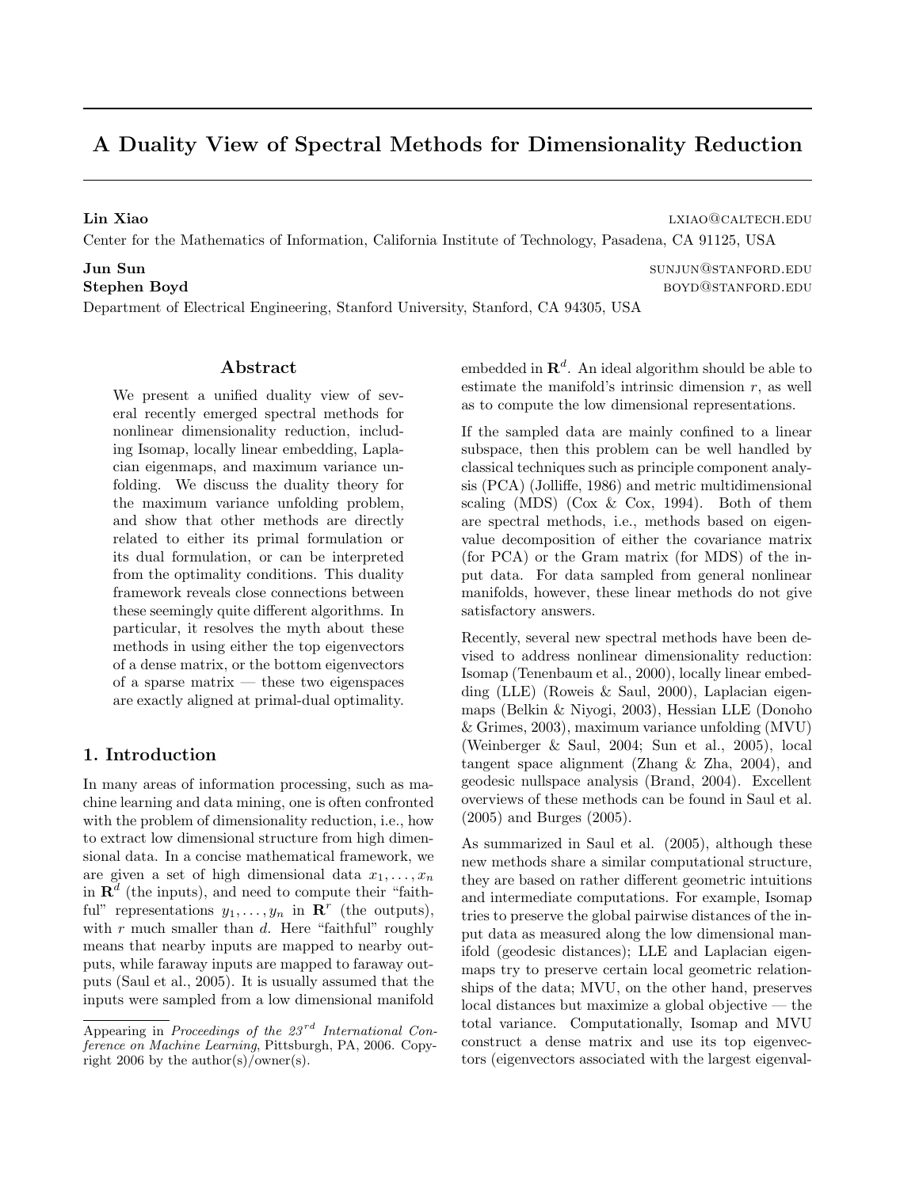# A Duality View of Spectral Methods for Dimensionality Reduction

**Lin Xiao** LXIAO@CALTECH.EDU
Center for the Mathematics of Information, California Institute of Technology, Pasadena, CA 91125, USA

**Jun Sun** SUNJUN@STANFORD.EDU
**Stephen Boyd** BOYD@STANFORD.EDU
Department of Electrical Engineering, Stanford University, Stanford, CA 94305, USA

## Abstract

We present a unified duality view of several recently emerged spectral methods for nonlinear dimensionality reduction, including Isomap, locally linear embedding, Laplacian eigenmaps, and maximum variance unfolding. We discuss the duality theory for the maximum variance unfolding problem, and show that other methods are directly related to either its primal formulation or its dual formulation, or can be interpreted from the optimality conditions. This duality framework reveals close connections between these seemingly quite different algorithms. In particular, it resolves the myth about these methods in using either the top eigenvectors of a dense matrix, or the bottom eigenvectors of a sparse matrix — these two eigenspaces are exactly aligned at primal-dual optimality.

## 1. Introduction

In many areas of information processing, such as machine learning and data mining, one is often confronted with the problem of dimensionality reduction, i.e., how to extract low dimensional structure from high dimensional data. In a concise mathematical framework, we are given a set of high dimensional data $x_1, \ldots, x_n$ in $\mathbf{R}^d$ (the inputs), and need to compute their "faithful" representations $y_1, \ldots, y_n$ in $\mathbf{R}^r$ (the outputs), with $r$ much smaller than $d$. Here "faithful" roughly means that nearby inputs are mapped to nearby outputs, while faraway inputs are mapped to faraway outputs (Saul et al., 2005). It is usually assumed that the inputs were sampled from a low dimensional manifold embedded in $\mathbf{R}^d$. An ideal algorithm should be able to estimate the manifold's intrinsic dimension $r$, as well as to compute the low dimensional representations.

If the sampled data are mainly confined to a linear subspace, then this problem can be well handled by classical techniques such as principle component analysis (PCA) (Jolliffe, 1986) and metric multidimensional scaling (MDS) (Cox & Cox, 1994). Both of them are spectral methods, i.e., methods based on eigenvalue decomposition of either the covariance matrix (for PCA) or the Gram matrix (for MDS) of the input data. For data sampled from general nonlinear manifolds, however, these linear methods do not give satisfactory answers.

Recently, several new spectral methods have been devised to address nonlinear dimensionality reduction: Isomap (Tenenbaum et al., 2000), locally linear embedding (LLE) (Roweis & Saul, 2000), Laplacian eigenmaps (Belkin & Niyogi, 2003), Hessian LLE (Donoho & Grimes, 2003), maximum variance unfolding (MVU) (Weinberger & Saul, 2004; Sun et al., 2005), local tangent space alignment (Zhang & Zha, 2004), and geodesic nullspace analysis (Brand, 2004). Excellent overviews of these methods can be found in Saul et al. (2005) and Burges (2005).

As summarized in Saul et al. (2005), although these new methods share a similar computational structure, they are based on rather different geometric intuitions and intermediate computations. For example, Isomap tries to preserve the global pairwise distances of the input data as measured along the low dimensional manifold (geodesic distances); LLE and Laplacian eigenmaps try to preserve certain local geometric relationships of the data; MVU, on the other hand, preserves local distances but maximize a global objective — the total variance. Computationally, Isomap and MVU construct a dense matrix and use its top eigenvectors (eigenvectors associated with the largest eigenval-

Appearing in *Proceedings of the 23rd International Conference on Machine Learning*, Pittsburgh, PA, 2006. Copyright 2006 by the author(s)/owner(s).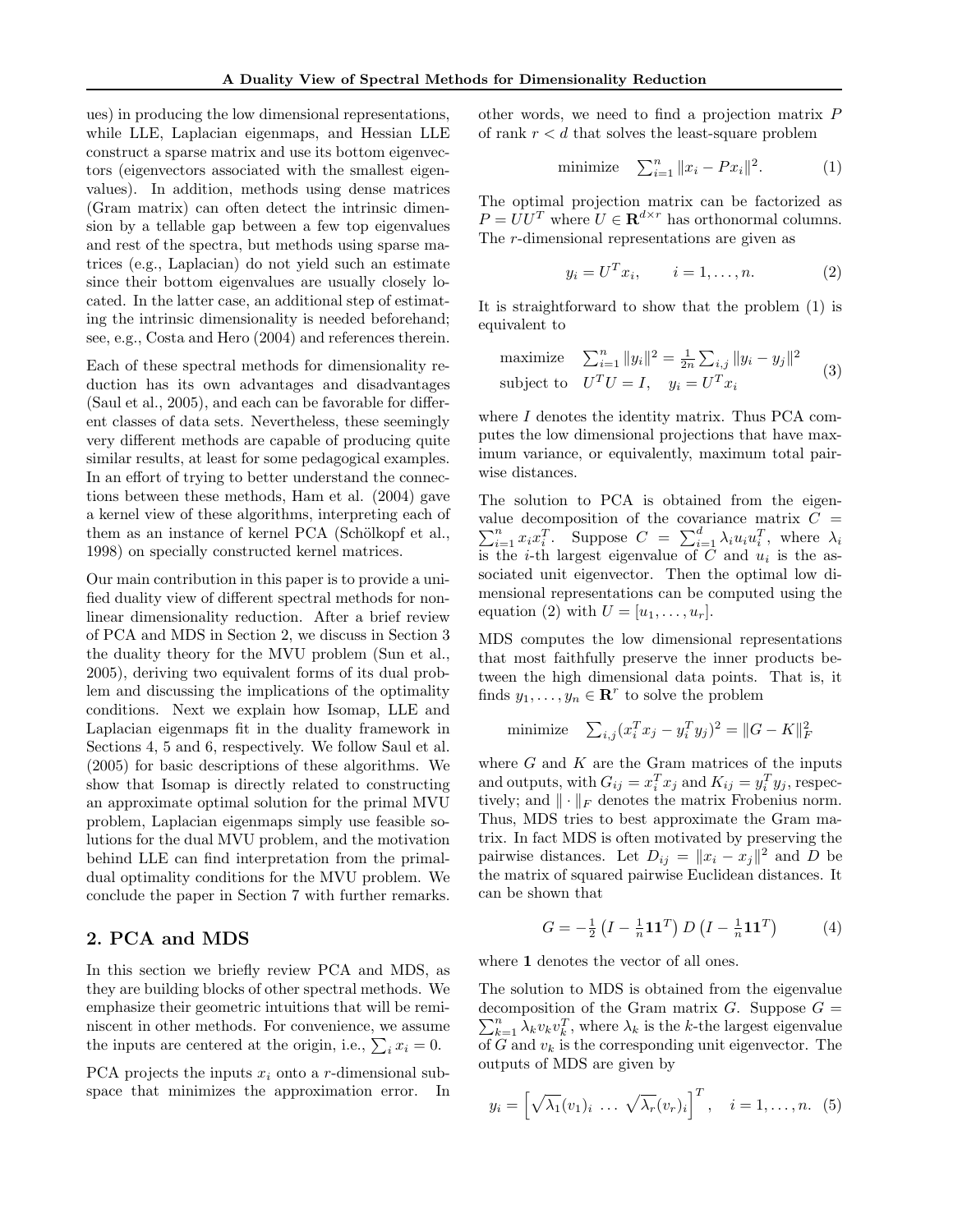ues) in producing the low dimensional representations, while LLE, Laplacian eigenmaps, and Hessian LLE construct a sparse matrix and use its bottom eigenvectors (eigenvectors associated with the smallest eigenvalues). In addition, methods using dense matrices (Gram matrix) can often detect the intrinsic dimension by a tellable gap between a few top eigenvalues and rest of the spectra, but methods using sparse matrices (e.g., Laplacian) do not yield such an estimate since their bottom eigenvalues are usually closely located. In the latter case, an additional step of estimating the intrinsic dimensionality is needed beforehand; see, e.g., Costa and Hero (2004) and references therein.

Each of these spectral methods for dimensionality reduction has its own advantages and disadvantages (Saul et al., 2005), and each can be favorable for different classes of data sets. Nevertheless, these seemingly very different methods are capable of producing quite similar results, at least for some pedagogical examples. In an effort of trying to better understand the connections between these methods, Ham et al. (2004) gave a kernel view of these algorithms, interpreting each of them as an instance of kernel PCA (Schölkopf et al., 1998) on specially constructed kernel matrices.

Our main contribution in this paper is to provide a unified duality view of different spectral methods for nonlinear dimensionality reduction. After a brief review of PCA and MDS in Section 2, we discuss in Section 3 the duality theory for the MVU problem (Sun et al., 2005), deriving two equivalent forms of its dual problem and discussing the implications of the optimality conditions. Next we explain how Isomap, LLE and Laplacian eigenmaps fit in the duality framework in Sections 4, 5 and 6, respectively. We follow Saul et al. (2005) for basic descriptions of these algorithms. We show that Isomap is directly related to constructing an approximate optimal solution for the primal MVU problem, Laplacian eigenmaps simply use feasible solutions for the dual MVU problem, and the motivation behind LLE can find interpretation from the primal-dual optimality conditions for the MVU problem. We conclude the paper in Section 7 with further remarks.

## 2. PCA and MDS

In this section we briefly review PCA and MDS, as they are building blocks of other spectral methods. We emphasize their geometric intuitions that will be reminiscent in other methods. For convenience, we assume the inputs are centered at the origin, i.e., $\sum_i x_i = 0$.

PCA projects the inputs $x_i$ onto a $r$-dimensional subspace that minimizes the approximation error. In other words, we need to find a projection matrix $P$ of rank $r < d$ that solves the least-square problem

$$\text{minimize} \quad \sum_{i=1}^n \|x_i - Px_i\|^2. \tag{1}$$

The optimal projection matrix can be factorized as $P = UU^T$ where $U \in \mathbf{R}^{d\times r}$ has orthonormal columns. The $r$-dimensional representations are given as

$$y_i = U^T x_i, \qquad i = 1, \ldots, n. \tag{2}$$

It is straightforward to show that the problem (1) is equivalent to

$$\begin{array}{ll} \text{maximize} & \sum_{i=1}^n \|y_i\|^2 = \frac{1}{2n}\sum_{i,j}\|y_i - y_j\|^2 \\ \text{subject to} & U^TU = I, \quad y_i = U^T x_i \end{array} \tag{3}$$

where $I$ denotes the identity matrix. Thus PCA computes the low dimensional projections that have maximum variance, or equivalently, maximum total pairwise distances.

The solution to PCA is obtained from the eigenvalue decomposition of the covariance matrix $C = \sum_{i=1}^n x_i x_i^T$. Suppose $C = \sum_{i=1}^d \lambda_i u_i u_i^T$, where $\lambda_i$ is the $i$-th largest eigenvalue of $C$ and $u_i$ is the associated unit eigenvector. Then the optimal low dimensional representations can be computed using the equation (2) with $U = [u_1, \ldots, u_r]$.

MDS computes the low dimensional representations that most faithfully preserve the inner products between the high dimensional data points. That is, it finds $y_1, \ldots, y_n \in \mathbf{R}^r$ to solve the problem

$$\text{minimize} \quad \sum_{i,j}(x_i^T x_j - y_i^T y_j)^2 = \|G - K\|_F^2$$

where $G$ and $K$ are the Gram matrices of the inputs and outputs, with $G_{ij} = x_i^T x_j$ and $K_{ij} = y_i^T y_j$, respectively; and $\|\cdot\|_F$ denotes the matrix Frobenius norm. Thus, MDS tries to best approximate the Gram matrix. In fact MDS is often motivated by preserving the pairwise distances. Let $D_{ij} = \|x_i - x_j\|^2$ and $D$ be the matrix of squared pairwise Euclidean distances. It can be shown that

$$G = -\tfrac{1}{2}\left(I - \tfrac{1}{n}\mathbf{1}\mathbf{1}^T\right) D \left(I - \tfrac{1}{n}\mathbf{1}\mathbf{1}^T\right) \tag{4}$$

where $\mathbf{1}$ denotes the vector of all ones.

The solution to MDS is obtained from the eigenvalue decomposition of the Gram matrix $G$. Suppose $G = \sum_{k=1}^n \lambda_k v_k v_k^T$, where $\lambda_k$ is the $k$-the largest eigenvalue of $G$ and $v_k$ is the corresponding unit eigenvector. The outputs of MDS are given by

$$y_i = \left[\sqrt{\lambda_1}(v_1)_i \;\ldots\; \sqrt{\lambda_r}(v_r)_i\right]^T, \quad i = 1, \ldots, n. \tag{5}$$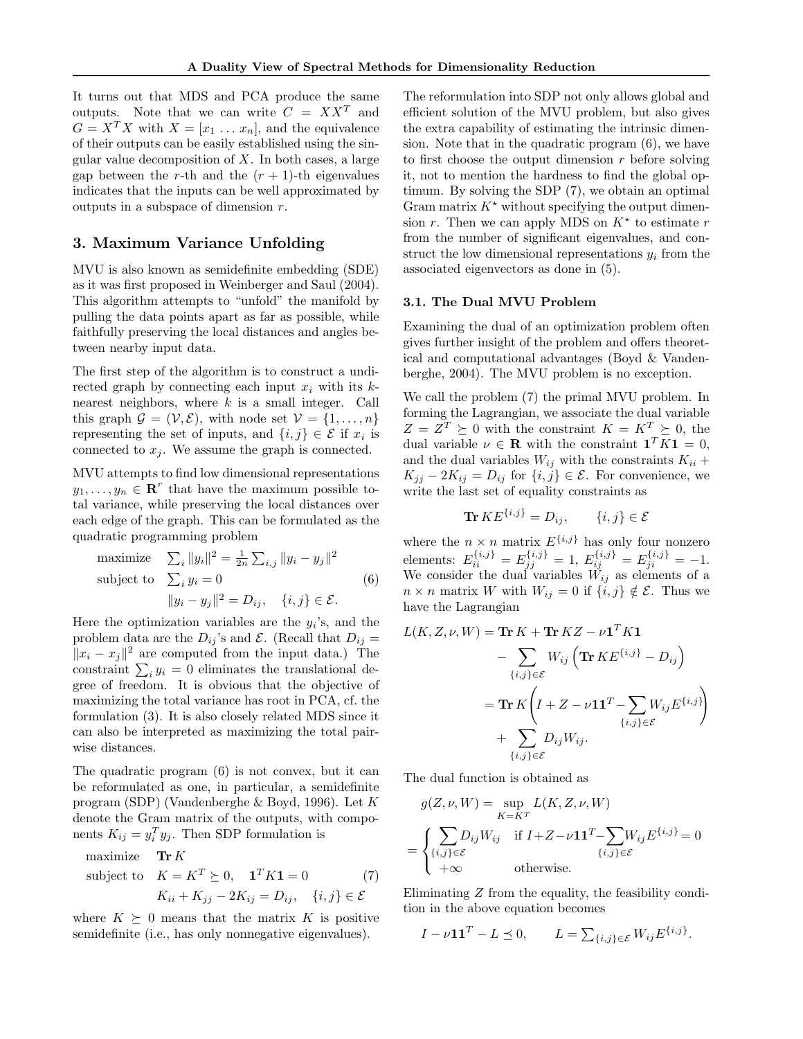It turns out that MDS and PCA produce the same outputs. Note that we can write $C = XX^T$ and $G = X^T X$ with $X = [x_1 \ldots x_n]$, and the equivalence of their outputs can be easily established using the singular value decomposition of $X$. In both cases, a large gap between the $r$-th and the $(r+1)$-th eigenvalues indicates that the inputs can be well approximated by outputs in a subspace of dimension $r$.

## 3. Maximum Variance Unfolding

MVU is also known as semidefinite embedding (SDE) as it was first proposed in Weinberger and Saul (2004). This algorithm attempts to "unfold" the manifold by pulling the data points apart as far as possible, while faithfully preserving the local distances and angles between nearby input data.

The first step of the algorithm is to construct a undirected graph by connecting each input $x_i$ with its $k$-nearest neighbors, where $k$ is a small integer. Call this graph $\mathcal{G} = (\mathcal{V}, \mathcal{E})$, with node set $\mathcal{V} = \{1, \ldots, n\}$ representing the set of inputs, and $\{i,j\} \in \mathcal{E}$ if $x_i$ is connected to $x_j$. We assume the graph is connected.

MVU attempts to find low dimensional representations $y_1, \ldots, y_n \in \mathbf{R}^r$ that have the maximum possible total variance, while preserving the local distances over each edge of the graph. This can be formulated as the quadratic programming problem

$$
\begin{array}{ll}
\text{maximize} & \sum_i \|y_i\|^2 = \frac{1}{2n} \sum_{i,j} \|y_i - y_j\|^2 \\
\text{subject to} & \sum_i y_i = 0 \\
& \|y_i - y_j\|^2 = D_{ij}, \quad \{i,j\} \in \mathcal{E}.
\end{array} \qquad (6)
$$

Here the optimization variables are the $y_i$'s, and the problem data are the $D_{ij}$'s and $\mathcal{E}$. (Recall that $D_{ij} = \|x_i - x_j\|^2$ are computed from the input data.) The constraint $\sum_i y_i = 0$ eliminates the translational degree of freedom. It is obvious that the objective of maximizing the total variance has root in PCA, cf. the formulation (3). It is also closely related MDS since it can also be interpreted as maximizing the total pairwise distances.

The quadratic program (6) is not convex, but it can be reformulated as one, in particular, a semidefinite program (SDP) (Vandenberghe & Boyd, 1996). Let $K$ denote the Gram matrix of the outputs, with components $K_{ij} = y_i^T y_j$. Then SDP formulation is

$$
\begin{array}{ll}
\text{maximize} & \mathbf{Tr}\, K \\
\text{subject to} & K = K^T \succeq 0, \quad \mathbf{1}^T K \mathbf{1} = 0 \\
& K_{ii} + K_{jj} - 2K_{ij} = D_{ij}, \quad \{i,j\} \in \mathcal{E}
\end{array} \qquad (7)
$$

where $K \succeq 0$ means that the matrix $K$ is positive semidefinite (i.e., has only nonnegative eigenvalues).

The reformulation into SDP not only allows global and efficient solution of the MVU problem, but also gives the extra capability of estimating the intrinsic dimension. Note that in the quadratic program (6), we have to first choose the output dimension $r$ before solving it, not to mention the hardness to find the global optimum. By solving the SDP (7), we obtain an optimal Gram matrix $K^\star$ without specifying the output dimension $r$. Then we can apply MDS on $K^\star$ to estimate $r$ from the number of significant eigenvalues, and construct the low dimensional representations $y_i$ from the associated eigenvectors as done in (5).

### 3.1. The Dual MVU Problem

Examining the dual of an optimization problem often gives further insight of the problem and offers theoretical and computational advantages (Boyd & Vandenberghe, 2004). The MVU problem is no exception.

We call the problem (7) the primal MVU problem. In forming the Lagrangian, we associate the dual variable $Z = Z^T \succeq 0$ with the constraint $K = K^T \succeq 0$, the dual variable $\nu \in \mathbf{R}$ with the constraint $\mathbf{1}^T K \mathbf{1} = 0$, and the dual variables $W_{ij}$ with the constraints $K_{ii} + K_{jj} - 2K_{ij} = D_{ij}$ for $\{i,j\} \in \mathcal{E}$. For convenience, we write the last set of equality constraints as

$$
\mathbf{Tr}\, K E^{\{i,j\}} = D_{ij}, \qquad \{i,j\} \in \mathcal{E}
$$

where the $n \times n$ matrix $E^{\{i,j\}}$ has only four nonzero elements: $E^{\{i,j\}}_{ii} = E^{\{i,j\}}_{jj} = 1$, $E^{\{i,j\}}_{ij} = E^{\{i,j\}}_{ji} = -1$. We consider the dual variables $W_{ij}$ as elements of a $n \times n$ matrix $W$ with $W_{ij} = 0$ if $\{i,j\} \notin \mathcal{E}$. Thus we have the Lagrangian

$$
\begin{aligned}
L(K, Z, \nu, W) &= \mathbf{Tr}\, K + \mathbf{Tr}\, KZ - \nu \mathbf{1}^T K \mathbf{1} \\
&\quad - \sum_{\{i,j\} \in \mathcal{E}} W_{ij} \left( \mathbf{Tr}\, K E^{\{i,j\}} - D_{ij} \right) \\
&= \mathbf{Tr}\, K \left( I + Z - \nu \mathbf{1}\mathbf{1}^T - \sum_{\{i,j\} \in \mathcal{E}} W_{ij} E^{\{i,j\}} \right) \\
&\quad + \sum_{\{i,j\} \in \mathcal{E}} D_{ij} W_{ij}.
\end{aligned}
$$

The dual function is obtained as

$$
\begin{aligned}
g(Z, \nu, W) &= \sup_{K = K^T} L(K, Z, \nu, W) \\
&= \begin{cases} \displaystyle\sum_{\{i,j\} \in \mathcal{E}} D_{ij} W_{ij} & \text{if } I + Z - \nu \mathbf{1}\mathbf{1}^T - \displaystyle\sum_{\{i,j\} \in \mathcal{E}} W_{ij} E^{\{i,j\}} = 0 \\ +\infty & \text{otherwise.} \end{cases}
\end{aligned}
$$

Eliminating $Z$ from the equality, the feasibility condition in the above equation becomes

$$
I - \nu \mathbf{1}\mathbf{1}^T - L \preceq 0, \qquad L = \sum_{\{i,j\} \in \mathcal{E}} W_{ij} E^{\{i,j\}}.
$$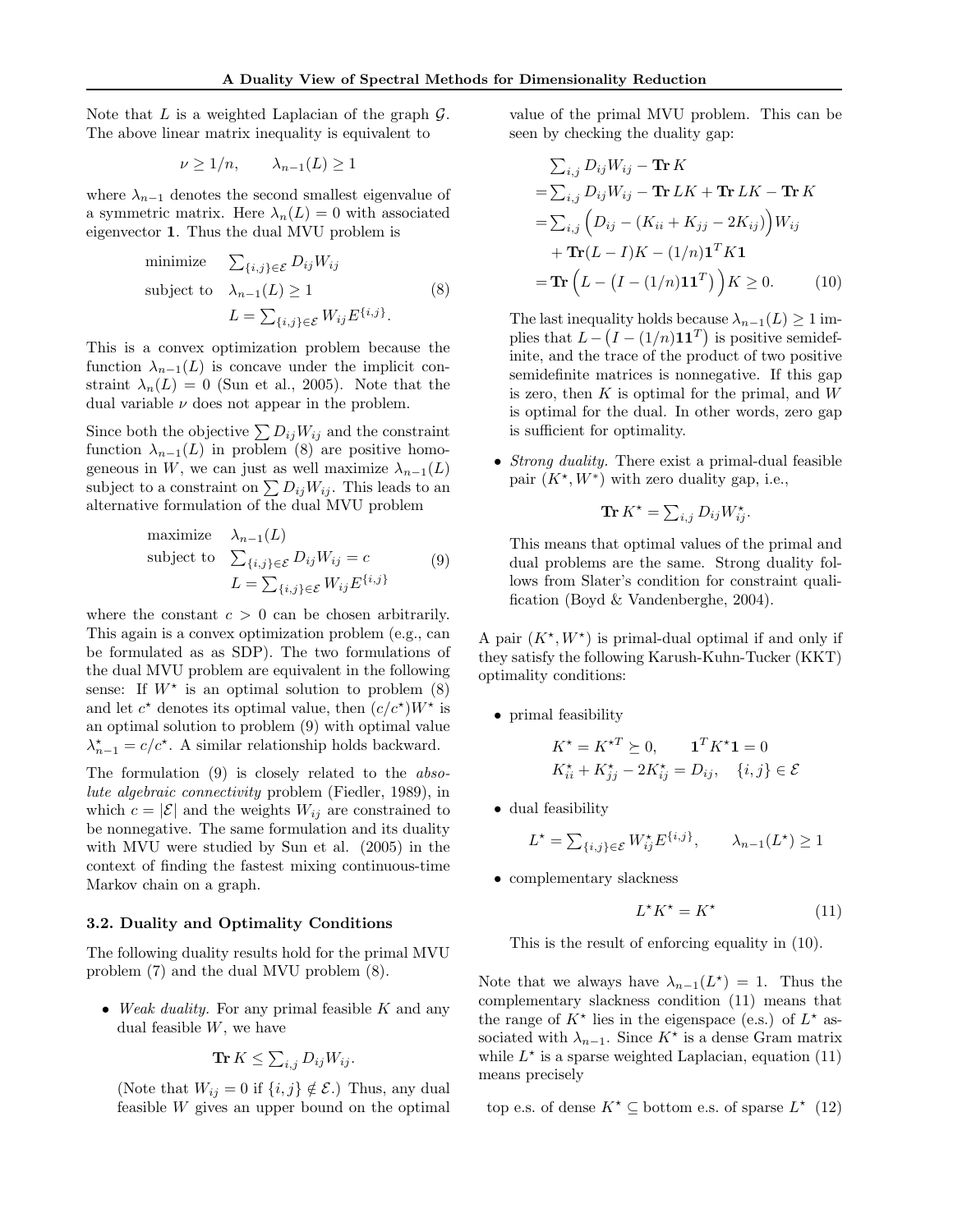Note that $L$ is a weighted Laplacian of the graph $\mathcal{G}$. The above linear matrix inequality is equivalent to

$$\nu \geq 1/n, \qquad \lambda_{n-1}(L) \geq 1$$

where $\lambda_{n-1}$ denotes the second smallest eigenvalue of a symmetric matrix. Here $\lambda_n(L) = 0$ with associated eigenvector $\mathbf{1}$. Thus the dual MVU problem is

$$\begin{array}{ll} \text{minimize} & \sum_{\{i,j\}\in\mathcal{E}} D_{ij} W_{ij} \\ \text{subject to} & \lambda_{n-1}(L) \geq 1 \\ & L = \sum_{\{i,j\}\in\mathcal{E}} W_{ij} E^{\{i,j\}}. \end{array} \tag{8}$$

This is a convex optimization problem because the function $\lambda_{n-1}(L)$ is concave under the implicit constraint $\lambda_n(L) = 0$ (Sun et al., 2005). Note that the dual variable $\nu$ does not appear in the problem.

Since both the objective $\sum D_{ij} W_{ij}$ and the constraint function $\lambda_{n-1}(L)$ in problem (8) are positive homogeneous in $W$, we can just as well maximize $\lambda_{n-1}(L)$ subject to a constraint on $\sum D_{ij} W_{ij}$. This leads to an alternative formulation of the dual MVU problem

$$\begin{array}{ll} \text{maximize} & \lambda_{n-1}(L) \\ \text{subject to} & \sum_{\{i,j\}\in\mathcal{E}} D_{ij} W_{ij} = c \\ & L = \sum_{\{i,j\}\in\mathcal{E}} W_{ij} E^{\{i,j\}} \end{array} \tag{9}$$

where the constant $c > 0$ can be chosen arbitrarily. This again is a convex optimization problem (e.g., can be formulated as as SDP). The two formulations of the dual MVU problem are equivalent in the following sense: If $W^\star$ is an optimal solution to problem (8) and let $c^\star$ denotes its optimal value, then $(c/c^\star)W^\star$ is an optimal solution to problem (9) with optimal value $\lambda_{n-1}^\star = c/c^\star$. A similar relationship holds backward.

The formulation (9) is closely related to the *absolute algebraic connectivity* problem (Fiedler, 1989), in which $c = |\mathcal{E}|$ and the weights $W_{ij}$ are constrained to be nonnegative. The same formulation and its duality with MVU were studied by Sun et al. (2005) in the context of finding the fastest mixing continuous-time Markov chain on a graph.

### 3.2. Duality and Optimality Conditions

The following duality results hold for the primal MVU problem (7) and the dual MVU problem (8).

- *Weak duality.* For any primal feasible $K$ and any dual feasible $W$, we have

  $$\mathbf{Tr}\, K \leq \sum_{i,j} D_{ij} W_{ij}.$$

  (Note that $W_{ij} = 0$ if $\{i,j\} \notin \mathcal{E}$.) Thus, any dual feasible $W$ gives an upper bound on the optimal value of the primal MVU problem. This can be seen by checking the duality gap:

  $$\begin{aligned} &\sum_{i,j} D_{ij} W_{ij} - \mathbf{Tr}\, K \\ &= \sum_{i,j} D_{ij} W_{ij} - \mathbf{Tr}\, LK + \mathbf{Tr}\, LK - \mathbf{Tr}\, K \\ &= \sum_{i,j} \Big( D_{ij} - (K_{ii} + K_{jj} - 2K_{ij}) \Big) W_{ij} \\ &\quad + \mathbf{Tr}(L - I)K - (1/n)\mathbf{1}^T K \mathbf{1} \\ &= \mathbf{Tr}\, \Big( L - \big( I - (1/n)\mathbf{1}\mathbf{1}^T \big) \Big) K \geq 0. \end{aligned} \tag{10}$$

  The last inequality holds because $\lambda_{n-1}(L) \geq 1$ implies that $L - \big(I - (1/n)\mathbf{1}\mathbf{1}^T\big)$ is positive semidefinite, and the trace of the product of two positive semidefinite matrices is nonnegative. If this gap is zero, then $K$ is optimal for the primal, and $W$ is optimal for the dual. In other words, zero gap is sufficient for optimality.

- *Strong duality.* There exist a primal-dual feasible pair $(K^\star, W^\star)$ with zero duality gap, i.e.,

  $$\mathbf{Tr}\, K^\star = \sum_{i,j} D_{ij} W_{ij}^\star.$$

  This means that optimal values of the primal and dual problems are the same. Strong duality follows from Slater's condition for constraint qualification (Boyd & Vandenberghe, 2004).

A pair $(K^\star, W^\star)$ is primal-dual optimal if and only if they satisfy the following Karush-Kuhn-Tucker (KKT) optimality conditions:

- primal feasibility

  $$\begin{aligned} &K^\star = K^{\star T} \succeq 0, \qquad \mathbf{1}^T K^\star \mathbf{1} = 0 \\ &K_{ii}^\star + K_{jj}^\star - 2K_{ij}^\star = D_{ij}, \quad \{i,j\} \in \mathcal{E} \end{aligned}$$

- dual feasibility

  $$L^\star = \sum_{\{i,j\}\in\mathcal{E}} W_{ij}^\star E^{\{i,j\}}, \qquad \lambda_{n-1}(L^\star) \geq 1$$

- complementary slackness

  $$L^\star K^\star = K^\star \tag{11}$$

  This is the result of enforcing equality in (10).

Note that we always have $\lambda_{n-1}(L^\star) = 1$. Thus the complementary slackness condition (11) means that the range of $K^\star$ lies in the eigenspace (e.s.) of $L^\star$ associated with $\lambda_{n-1}$. Since $K^\star$ is a dense Gram matrix while $L^\star$ is a sparse weighted Laplacian, equation (11) means precisely

$$\text{top e.s. of dense } K^\star \subseteq \text{bottom e.s. of sparse } L^\star \tag{12}$$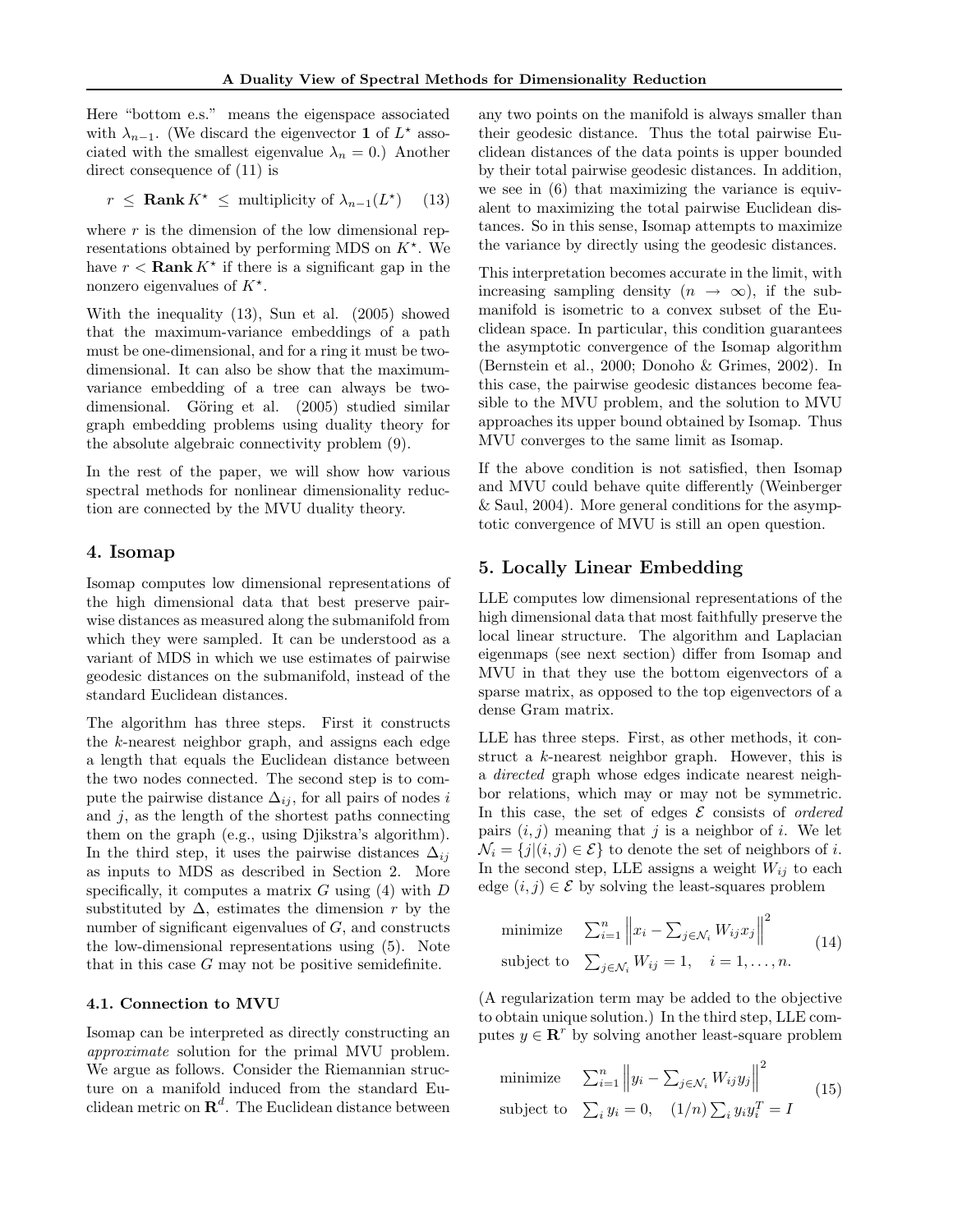Here "bottom e.s." means the eigenspace associated with $\lambda_{n-1}$. (We discard the eigenvector $\mathbf{1}$ of $L^\star$ associated with the smallest eigenvalue $\lambda_n = 0$.) Another direct consequence of (11) is

$$r \;\leq\; \mathbf{Rank}\, K^\star \;\leq\; \text{multiplicity of } \lambda_{n-1}(L^\star) \qquad (13)$$

where $r$ is the dimension of the low dimensional representations obtained by performing MDS on $K^\star$. We have $r < \mathbf{Rank}\, K^\star$ if there is a significant gap in the nonzero eigenvalues of $K^\star$.

With the inequality (13), Sun et al. (2005) showed that the maximum-variance embeddings of a path must be one-dimensional, and for a ring it must be two-dimensional. It can also be show that the maximum-variance embedding of a tree can always be two-dimensional. Göring et al. (2005) studied similar graph embedding problems using duality theory for the absolute algebraic connectivity problem (9).

In the rest of the paper, we will show how various spectral methods for nonlinear dimensionality reduction are connected by the MVU duality theory.

## 4. Isomap

Isomap computes low dimensional representations of the high dimensional data that best preserve pairwise distances as measured along the submanifold from which they were sampled. It can be understood as a variant of MDS in which we use estimates of pairwise geodesic distances on the submanifold, instead of the standard Euclidean distances.

The algorithm has three steps. First it constructs the $k$-nearest neighbor graph, and assigns each edge a length that equals the Euclidean distance between the two nodes connected. The second step is to compute the pairwise distance $\Delta_{ij}$, for all pairs of nodes $i$ and $j$, as the length of the shortest paths connecting them on the graph (e.g., using Djikstra's algorithm). In the third step, it uses the pairwise distances $\Delta_{ij}$ as inputs to MDS as described in Section 2. More specifically, it computes a matrix $G$ using (4) with $D$ substituted by $\Delta$, estimates the dimension $r$ by the number of significant eigenvalues of $G$, and constructs the low-dimensional representations using (5). Note that in this case $G$ may not be positive semidefinite.

### 4.1. Connection to MVU

Isomap can be interpreted as directly constructing an *approximate* solution for the primal MVU problem. We argue as follows. Consider the Riemannian structure on a manifold induced from the standard Euclidean metric on $\mathbf{R}^d$. The Euclidean distance between any two points on the manifold is always smaller than their geodesic distance. Thus the total pairwise Euclidean distances of the data points is upper bounded by their total pairwise geodesic distances. In addition, we see in (6) that maximizing the variance is equivalent to maximizing the total pairwise Euclidean distances. So in this sense, Isomap attempts to maximize the variance by directly using the geodesic distances.

This interpretation becomes accurate in the limit, with increasing sampling density ($n \to \infty$), if the submanifold is isometric to a convex subset of the Euclidean space. In particular, this condition guarantees the asymptotic convergence of the Isomap algorithm (Bernstein et al., 2000; Donoho & Grimes, 2002). In this case, the pairwise geodesic distances become feasible to the MVU problem, and the solution to MVU approaches its upper bound obtained by Isomap. Thus MVU converges to the same limit as Isomap.

If the above condition is not satisfied, then Isomap and MVU could behave quite differently (Weinberger & Saul, 2004). More general conditions for the asymptotic convergence of MVU is still an open question.

## 5. Locally Linear Embedding

LLE computes low dimensional representations of the high dimensional data that most faithfully preserve the local linear structure. The algorithm and Laplacian eigenmaps (see next section) differ from Isomap and MVU in that they use the bottom eigenvectors of a sparse matrix, as opposed to the top eigenvectors of a dense Gram matrix.

LLE has three steps. First, as other methods, it construct a $k$-nearest neighbor graph. However, this is a *directed* graph whose edges indicate nearest neighbor relations, which may or may not be symmetric. In this case, the set of edges $\mathcal{E}$ consists of *ordered* pairs $(i,j)$ meaning that $j$ is a neighbor of $i$. We let $\mathcal{N}_i = \{j | (i,j) \in \mathcal{E}\}$ to denote the set of neighbors of $i$. In the second step, LLE assigns a weight $W_{ij}$ to each edge $(i,j) \in \mathcal{E}$ by solving the least-squares problem

$$\begin{array}{ll} \text{minimize} & \sum_{i=1}^n \left\| x_i - \sum_{j\in\mathcal{N}_i} W_{ij} x_j \right\|^2 \\ \text{subject to} & \sum_{j\in\mathcal{N}_i} W_{ij} = 1, \quad i = 1,\ldots,n. \end{array} \qquad (14)$$

(A regularization term may be added to the objective to obtain unique solution.) In the third step, LLE computes $y \in \mathbf{R}^r$ by solving another least-square problem

$$\begin{array}{ll} \text{minimize} & \sum_{i=1}^n \left\| y_i - \sum_{j\in\mathcal{N}_i} W_{ij} y_j \right\|^2 \\ \text{subject to} & \sum_i y_i = 0, \quad (1/n)\sum_i y_i y_i^T = I \end{array} \qquad (15)$$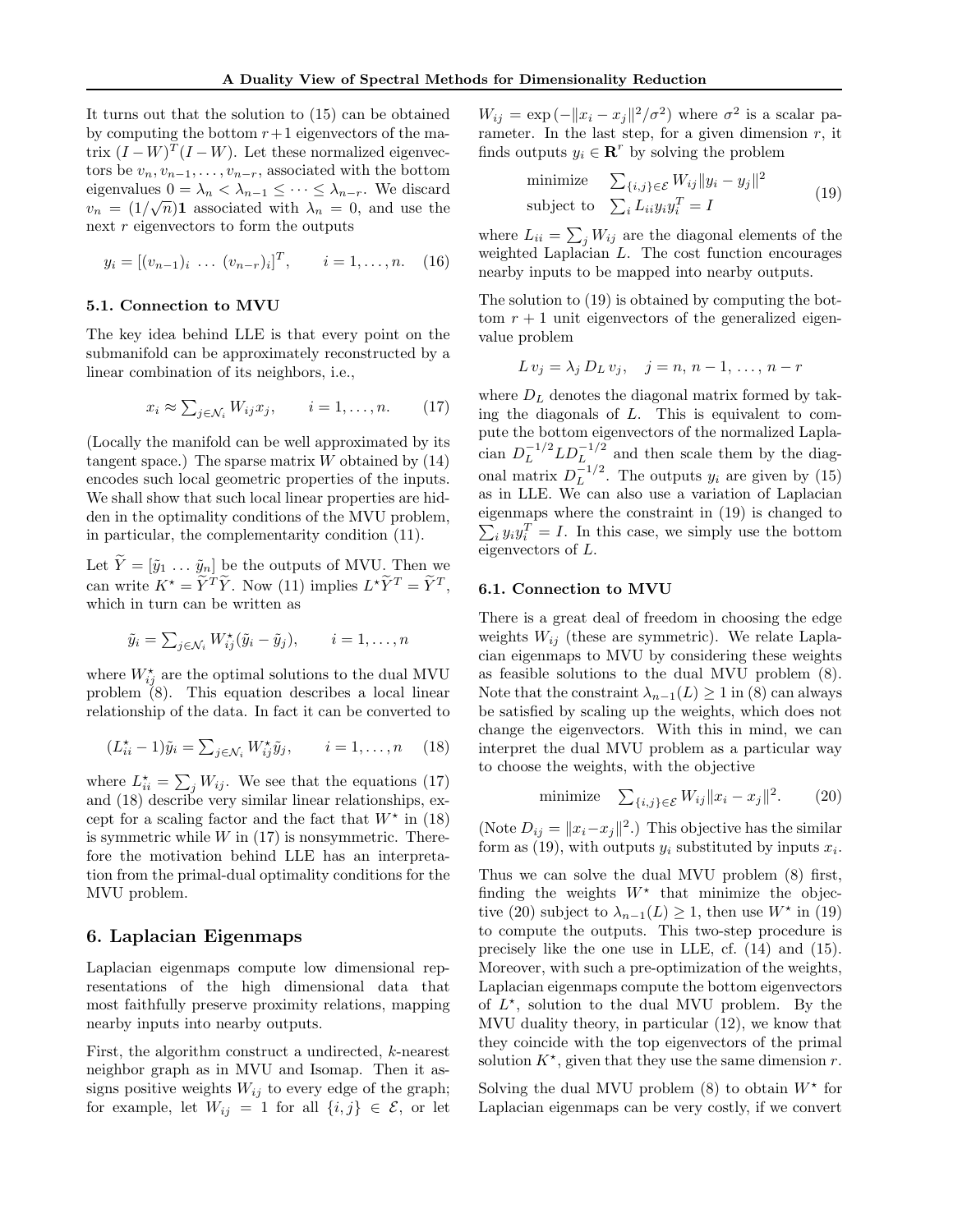It turns out that the solution to (15) can be obtained by computing the bottom $r+1$ eigenvectors of the matrix $(I-W)^T(I-W)$. Let these normalized eigenvectors be $v_n, v_{n-1}, \ldots, v_{n-r}$, associated with the bottom eigenvalues $0 = \lambda_n < \lambda_{n-1} \leq \cdots \leq \lambda_{n-r}$. We discard $v_n = (1/\sqrt{n})\mathbf{1}$ associated with $\lambda_n = 0$, and use the next $r$ eigenvectors to form the outputs

$$y_i = [(v_{n-1})_i \; \ldots \; (v_{n-r})_i]^T, \qquad i = 1, \ldots, n. \quad (16)$$

### 5.1. Connection to MVU

The key idea behind LLE is that every point on the submanifold can be approximately reconstructed by a linear combination of its neighbors, i.e.,

$$x_i \approx \textstyle\sum_{j \in \mathcal{N}_i} W_{ij} x_j, \qquad i = 1, \ldots, n. \quad (17)$$

(Locally the manifold can be well approximated by its tangent space.) The sparse matrix $W$ obtained by (14) encodes such local geometric properties of the inputs. We shall show that such local linear properties are hidden in the optimality conditions of the MVU problem, in particular, the complementarity condition (11).

Let $\widetilde{Y} = [\tilde{y}_1 \ldots \tilde{y}_n]$ be the outputs of MVU. Then we can write $K^\star = \widetilde{Y}^T \widetilde{Y}$. Now (11) implies $L^\star \widetilde{Y}^T = \widetilde{Y}^T$, which in turn can be written as

$$\tilde{y}_i = \textstyle\sum_{j \in \mathcal{N}_i} W_{ij}^\star (\tilde{y}_i - \tilde{y}_j), \qquad i = 1, \ldots, n$$

where $W_{ij}^\star$ are the optimal solutions to the dual MVU problem (8). This equation describes a local linear relationship of the data. In fact it can be converted to

$$(L_{ii}^\star - 1)\tilde{y}_i = \textstyle\sum_{j \in \mathcal{N}_i} W_{ij}^\star \tilde{y}_j, \qquad i = 1, \ldots, n \quad (18)$$

where $L_{ii}^\star = \sum_j W_{ij}$. We see that the equations (17) and (18) describe very similar linear relationships, except for a scaling factor and the fact that $W^\star$ in (18) is symmetric while $W$ in (17) is nonsymmetric. Therefore the motivation behind LLE has an interpretation from the primal-dual optimality conditions for the MVU problem.

## 6. Laplacian Eigenmaps

Laplacian eigenmaps compute low dimensional representations of the high dimensional data that most faithfully preserve proximity relations, mapping nearby inputs into nearby outputs.

First, the algorithm construct a undirected, $k$-nearest neighbor graph as in MVU and Isomap. Then it assigns positive weights $W_{ij}$ to every edge of the graph; for example, let $W_{ij} = 1$ for all $\{i,j\} \in \mathcal{E}$, or let $W_{ij} = \exp(-\|x_i - x_j\|^2/\sigma^2)$ where $\sigma^2$ is a scalar parameter. In the last step, for a given dimension $r$, it finds outputs $y_i \in \mathbf{R}^r$ by solving the problem

$$\begin{array}{ll} \text{minimize} & \sum_{\{i,j\} \in \mathcal{E}} W_{ij} \|y_i - y_j\|^2 \\ \text{subject to} & \sum_i L_{ii} y_i y_i^T = I \end{array} \quad (19)$$

where $L_{ii} = \sum_j W_{ij}$ are the diagonal elements of the weighted Laplacian $L$. The cost function encourages nearby inputs to be mapped into nearby outputs.

The solution to (19) is obtained by computing the bottom $r+1$ unit eigenvectors of the generalized eigenvalue problem

$$L\, v_j = \lambda_j\, D_L\, v_j, \quad j = n, n-1, \ldots, n-r$$

where $D_L$ denotes the diagonal matrix formed by taking the diagonals of $L$. This is equivalent to compute the bottom eigenvectors of the normalized Laplacian $D_L^{-1/2} L D_L^{-1/2}$ and then scale them by the diagonal matrix $D_L^{-1/2}$. The outputs $y_i$ are given by (15) as in LLE. We can also use a variation of Laplacian eigenmaps where the constraint in (19) is changed to $\sum_i y_i y_i^T = I$. In this case, we simply use the bottom eigenvectors of $L$.

### 6.1. Connection to MVU

There is a great deal of freedom in choosing the edge weights $W_{ij}$ (these are symmetric). We relate Laplacian eigenmaps to MVU by considering these weights as feasible solutions to the dual MVU problem (8). Note that the constraint $\lambda_{n-1}(L) \geq 1$ in (8) can always be satisfied by scaling up the weights, which does not change the eigenvectors. With this in mind, we can interpret the dual MVU problem as a particular way to choose the weights, with the objective

$$\text{minimize} \quad \textstyle\sum_{\{i,j\} \in \mathcal{E}} W_{ij} \|x_i - x_j\|^2. \quad (20)$$

(Note $D_{ij} = \|x_i - x_j\|^2$.) This objective has the similar form as (19), with outputs $y_i$ substituted by inputs $x_i$.

Thus we can solve the dual MVU problem (8) first, finding the weights $W^\star$ that minimize the objective (20) subject to $\lambda_{n-1}(L) \geq 1$, then use $W^\star$ in (19) to compute the outputs. This two-step procedure is precisely like the one use in LLE, cf. (14) and (15). Moreover, with such a pre-optimization of the weights, Laplacian eigenmaps compute the bottom eigenvectors of $L^\star$, solution to the dual MVU problem. By the MVU duality theory, in particular (12), we know that they coincide with the top eigenvectors of the primal solution $K^\star$, given that they use the same dimension $r$.

Solving the dual MVU problem (8) to obtain $W^\star$ for Laplacian eigenmaps can be very costly, if we convert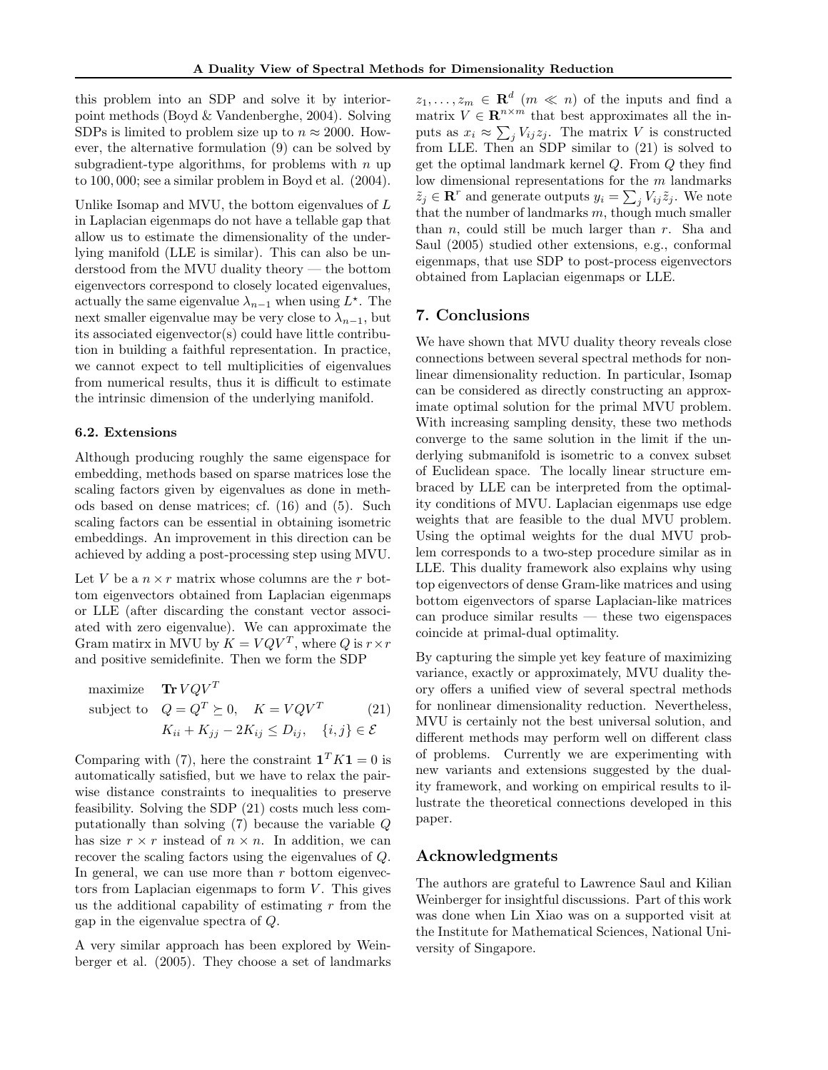this problem into an SDP and solve it by interior-point methods (Boyd & Vandenberghe, 2004). Solving SDPs is limited to problem size up to $n \approx 2000$. However, the alternative formulation (9) can be solved by subgradient-type algorithms, for problems with $n$ up to 100,000; see a similar problem in Boyd et al. (2004).

Unlike Isomap and MVU, the bottom eigenvalues of $L$ in Laplacian eigenmaps do not have a tellable gap that allow us to estimate the dimensionality of the underlying manifold (LLE is similar). This can also be understood from the MVU duality theory — the bottom eigenvectors correspond to closely located eigenvalues, actually the same eigenvalue $\lambda_{n-1}$ when using $L^\star$. The next smaller eigenvalue may be very close to $\lambda_{n-1}$, but its associated eigenvector(s) could have little contribution in building a faithful representation. In practice, we cannot expect to tell multiplicities of eigenvalues from numerical results, thus it is difficult to estimate the intrinsic dimension of the underlying manifold.

### 6.2. Extensions

Although producing roughly the same eigenspace for embedding, methods based on sparse matrices lose the scaling factors given by eigenvalues as done in methods based on dense matrices; cf. (16) and (5). Such scaling factors can be essential in obtaining isometric embeddings. An improvement in this direction can be achieved by adding a post-processing step using MVU.

Let $V$ be a $n \times r$ matrix whose columns are the $r$ bottom eigenvectors obtained from Laplacian eigenmaps or LLE (after discarding the constant vector associated with zero eigenvalue). We can approximate the Gram matirx in MVU by $K = VQV^T$, where $Q$ is $r \times r$ and positive semidefinite. Then we form the SDP

$$
\begin{array}{ll}
\text{maximize} & \mathbf{Tr}\, VQV^T \\
\text{subject to} & Q = Q^T \succeq 0, \quad K = VQV^T \\
& K_{ii} + K_{jj} - 2K_{ij} \leq D_{ij}, \quad \{i,j\} \in \mathcal{E}
\end{array}
\qquad (21)
$$

Comparing with (7), here the constraint $\mathbf{1}^T K \mathbf{1} = 0$ is automatically satisfied, but we have to relax the pairwise distance constraints to inequalities to preserve feasibility. Solving the SDP (21) costs much less computationally than solving (7) because the variable $Q$ has size $r \times r$ instead of $n \times n$. In addition, we can recover the scaling factors using the eigenvalues of $Q$. In general, we can use more than $r$ bottom eigenvectors from Laplacian eigenmaps to form $V$. This gives us the additional capability of estimating $r$ from the gap in the eigenvalue spectra of $Q$.

A very similar approach has been explored by Weinberger et al. (2005). They choose a set of landmarks $z_1, \ldots, z_m \in \mathbf{R}^d$ ($m \ll n$) of the inputs and find a matrix $V \in \mathbf{R}^{n \times m}$ that best approximates all the inputs as $x_i \approx \sum_j V_{ij} z_j$. The matrix $V$ is constructed from LLE. Then an SDP similar to (21) is solved to get the optimal landmark kernel $Q$. From $Q$ they find low dimensional representations for the $m$ landmarks $\tilde{z}_j \in \mathbf{R}^r$ and generate outputs $y_i = \sum_j V_{ij} \tilde{z}_j$. We note that the number of landmarks $m$, though much smaller than $n$, could still be much larger than $r$. Sha and Saul (2005) studied other extensions, e.g., conformal eigenmaps, that use SDP to post-process eigenvectors obtained from Laplacian eigenmaps or LLE.

## 7. Conclusions

We have shown that MVU duality theory reveals close connections between several spectral methods for nonlinear dimensionality reduction. In particular, Isomap can be considered as directly constructing an approximate optimal solution for the primal MVU problem. With increasing sampling density, these two methods converge to the same solution in the limit if the underlying submanifold is isometric to a convex subset of Euclidean space. The locally linear structure embraced by LLE can be interpreted from the optimality conditions of MVU. Laplacian eigenmaps use edge weights that are feasible to the dual MVU problem. Using the optimal weights for the dual MVU problem corresponds to a two-step procedure similar as in LLE. This duality framework also explains why using top eigenvectors of dense Gram-like matrices and using bottom eigenvectors of sparse Laplacian-like matrices can produce similar results — these two eigenspaces coincide at primal-dual optimality.

By capturing the simple yet key feature of maximizing variance, exactly or approximately, MVU duality theory offers a unified view of several spectral methods for nonlinear dimensionality reduction. Nevertheless, MVU is certainly not the best universal solution, and different methods may perform well on different class of problems. Currently we are experimenting with new variants and extensions suggested by the duality framework, and working on empirical results to illustrate the theoretical connections developed in this paper.

## Acknowledgments

The authors are grateful to Lawrence Saul and Kilian Weinberger for insightful discussions. Part of this work was done when Lin Xiao was on a supported visit at the Institute for Mathematical Sciences, National University of Singapore.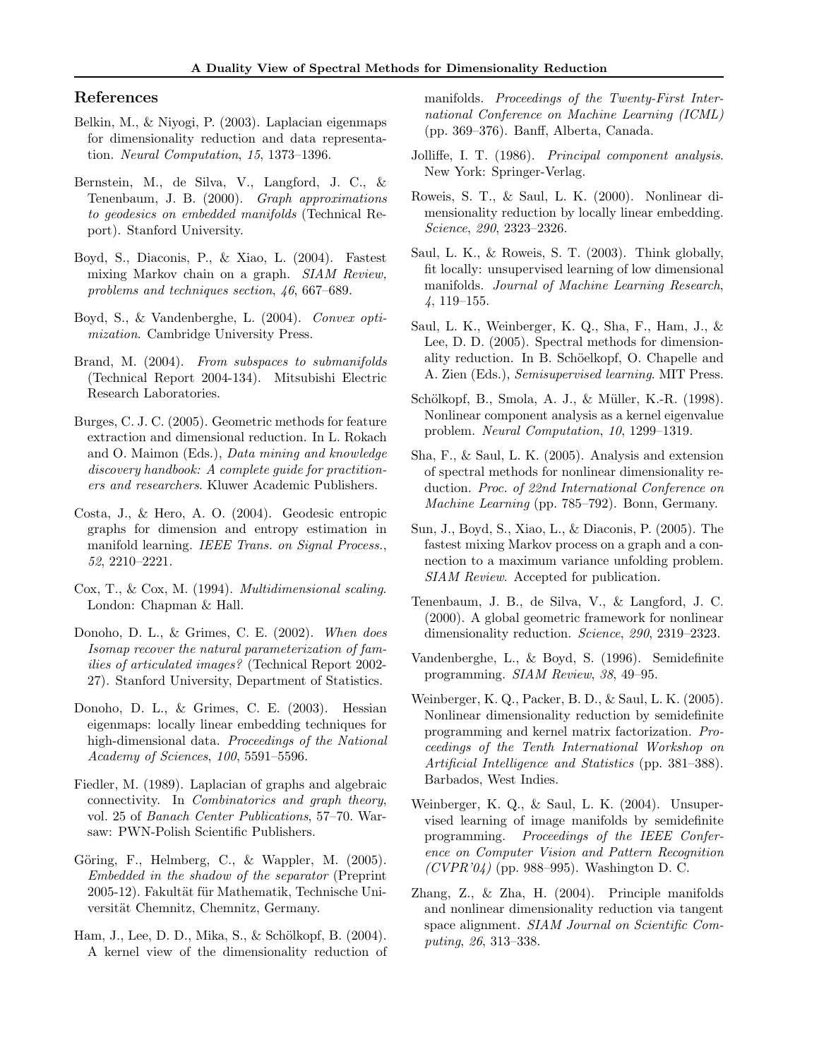## References

Belkin, M., & Niyogi, P. (2003). Laplacian eigenmaps for dimensionality reduction and data representation. *Neural Computation*, *15*, 1373–1396.

Bernstein, M., de Silva, V., Langford, J. C., & Tenenbaum, J. B. (2000). *Graph approximations to geodesics on embedded manifolds* (Technical Report). Stanford University.

Boyd, S., Diaconis, P., & Xiao, L. (2004). Fastest mixing Markov chain on a graph. *SIAM Review, problems and techniques section*, *46*, 667–689.

Boyd, S., & Vandenberghe, L. (2004). *Convex optimization*. Cambridge University Press.

Brand, M. (2004). *From subspaces to submanifolds* (Technical Report 2004-134). Mitsubishi Electric Research Laboratories.

Burges, C. J. C. (2005). Geometric methods for feature extraction and dimensional reduction. In L. Rokach and O. Maimon (Eds.), *Data mining and knowledge discovery handbook: A complete guide for practitioners and researchers*. Kluwer Academic Publishers.

Costa, J., & Hero, A. O. (2004). Geodesic entropic graphs for dimension and entropy estimation in manifold learning. *IEEE Trans. on Signal Process.*, *52*, 2210–2221.

Cox, T., & Cox, M. (1994). *Multidimensional scaling*. London: Chapman & Hall.

Donoho, D. L., & Grimes, C. E. (2002). *When does Isomap recover the natural parameterization of families of articulated images?* (Technical Report 2002-27). Stanford University, Department of Statistics.

Donoho, D. L., & Grimes, C. E. (2003). Hessian eigenmaps: locally linear embedding techniques for high-dimensional data. *Proceedings of the National Academy of Sciences*, *100*, 5591–5596.

Fiedler, M. (1989). Laplacian of graphs and algebraic connectivity. In *Combinatorics and graph theory*, vol. 25 of *Banach Center Publications*, 57–70. Warsaw: PWN-Polish Scientific Publishers.

Göring, F., Helmberg, C., & Wappler, M. (2005). *Embedded in the shadow of the separator* (Preprint 2005-12). Fakultät für Mathematik, Technische Universität Chemnitz, Chemnitz, Germany.

Ham, J., Lee, D. D., Mika, S., & Schölkopf, B. (2004). A kernel view of the dimensionality reduction of manifolds. *Proceedings of the Twenty-First International Conference on Machine Learning (ICML)* (pp. 369–376). Banff, Alberta, Canada.

Jolliffe, I. T. (1986). *Principal component analysis*. New York: Springer-Verlag.

Roweis, S. T., & Saul, L. K. (2000). Nonlinear dimensionality reduction by locally linear embedding. *Science*, *290*, 2323–2326.

Saul, L. K., & Roweis, S. T. (2003). Think globally, fit locally: unsupervised learning of low dimensional manifolds. *Journal of Machine Learning Research*, *4*, 119–155.

Saul, L. K., Weinberger, K. Q., Sha, F., Ham, J., & Lee, D. D. (2005). Spectral methods for dimensionality reduction. In B. Schöelkopf, O. Chapelle and A. Zien (Eds.), *Semisupervised learning*. MIT Press.

Schölkopf, B., Smola, A. J., & Müller, K.-R. (1998). Nonlinear component analysis as a kernel eigenvalue problem. *Neural Computation*, *10*, 1299–1319.

Sha, F., & Saul, L. K. (2005). Analysis and extension of spectral methods for nonlinear dimensionality reduction. *Proc. of 22nd International Conference on Machine Learning* (pp. 785–792). Bonn, Germany.

Sun, J., Boyd, S., Xiao, L., & Diaconis, P. (2005). The fastest mixing Markov process on a graph and a connection to a maximum variance unfolding problem. *SIAM Review*. Accepted for publication.

Tenenbaum, J. B., de Silva, V., & Langford, J. C. (2000). A global geometric framework for nonlinear dimensionality reduction. *Science*, *290*, 2319–2323.

Vandenberghe, L., & Boyd, S. (1996). Semidefinite programming. *SIAM Review*, *38*, 49–95.

Weinberger, K. Q., Packer, B. D., & Saul, L. K. (2005). Nonlinear dimensionality reduction by semidefinite programming and kernel matrix factorization. *Proceedings of the Tenth International Workshop on Artificial Intelligence and Statistics* (pp. 381–388). Barbados, West Indies.

Weinberger, K. Q., & Saul, L. K. (2004). Unsupervised learning of image manifolds by semidefinite programming. *Proceedings of the IEEE Conference on Computer Vision and Pattern Recognition (CVPR'04)* (pp. 988–995). Washington D. C.

Zhang, Z., & Zha, H. (2004). Principle manifolds and nonlinear dimensionality reduction via tangent space alignment. *SIAM Journal on Scientific Computing*, *26*, 313–338.